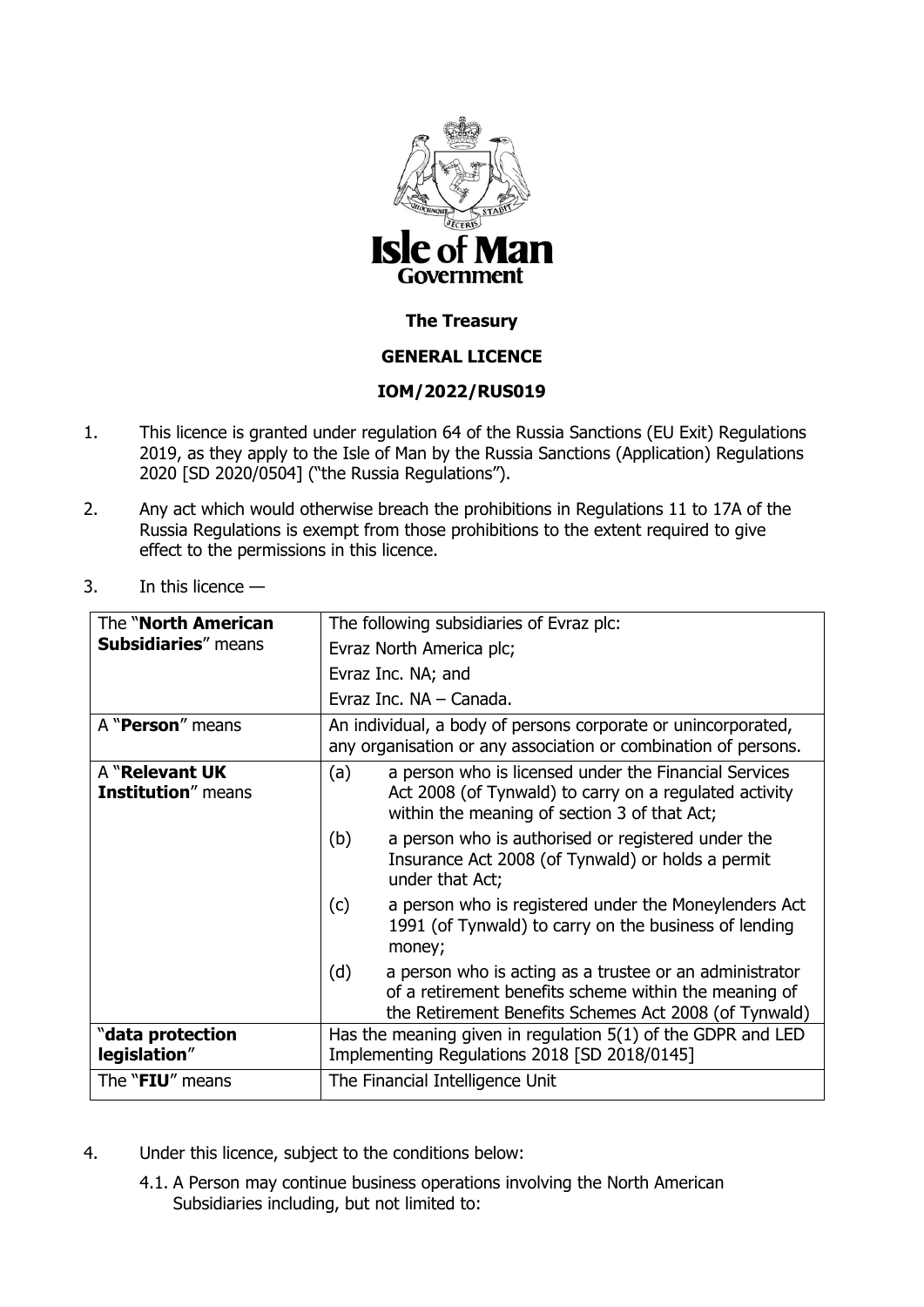**Isle of Man Government**

**The Treasury**

**GENERAL LICENCE**

**IOM/2022/RUS019**

1. This licence is granted under regulation 64 of the Russia Sanctions (EU Exit) Regulations 2019, as they apply to the Isle of Man by the Russia Sanctions (Application) Regulations 2020 [SD 2020/0504] ("the Russia Regulations").

2. Any act which would otherwise breach the prohibitions in Regulations 11 to 17A of the Russia Regulations is exempt from those prohibitions to the extent required to give effect to the permissions in this licence.

3. In this licence —

| Term | Meaning |
|---|---|
| The "**North American Subsidiaries**" means | The following subsidiaries of Evraz plc: Evraz North America plc; Evraz Inc. NA; and Evraz Inc. NA – Canada. |
| A "**Person**" means | An individual, a body of persons corporate or unincorporated, any organisation or any association or combination of persons. |
| A "**Relevant UK Institution**" means | (a) a person who is licensed under the Financial Services Act 2008 (of Tynwald) to carry on a regulated activity within the meaning of section 3 of that Act; (b) a person who is authorised or registered under the Insurance Act 2008 (of Tynwald) or holds a permit under that Act; (c) a person who is registered under the Moneylenders Act 1991 (of Tynwald) to carry on the business of lending money; (d) a person who is acting as a trustee or an administrator of a retirement benefits scheme within the meaning of the Retirement Benefits Schemes Act 2008 (of Tynwald) |
| "**data protection legislation**" | Has the meaning given in regulation 5(1) of the GDPR and LED Implementing Regulations 2018 [SD 2018/0145] |
| The "**FIU**" means | The Financial Intelligence Unit |

4. Under this licence, subject to the conditions below:

   4.1. A Person may continue business operations involving the North American Subsidiaries including, but not limited to: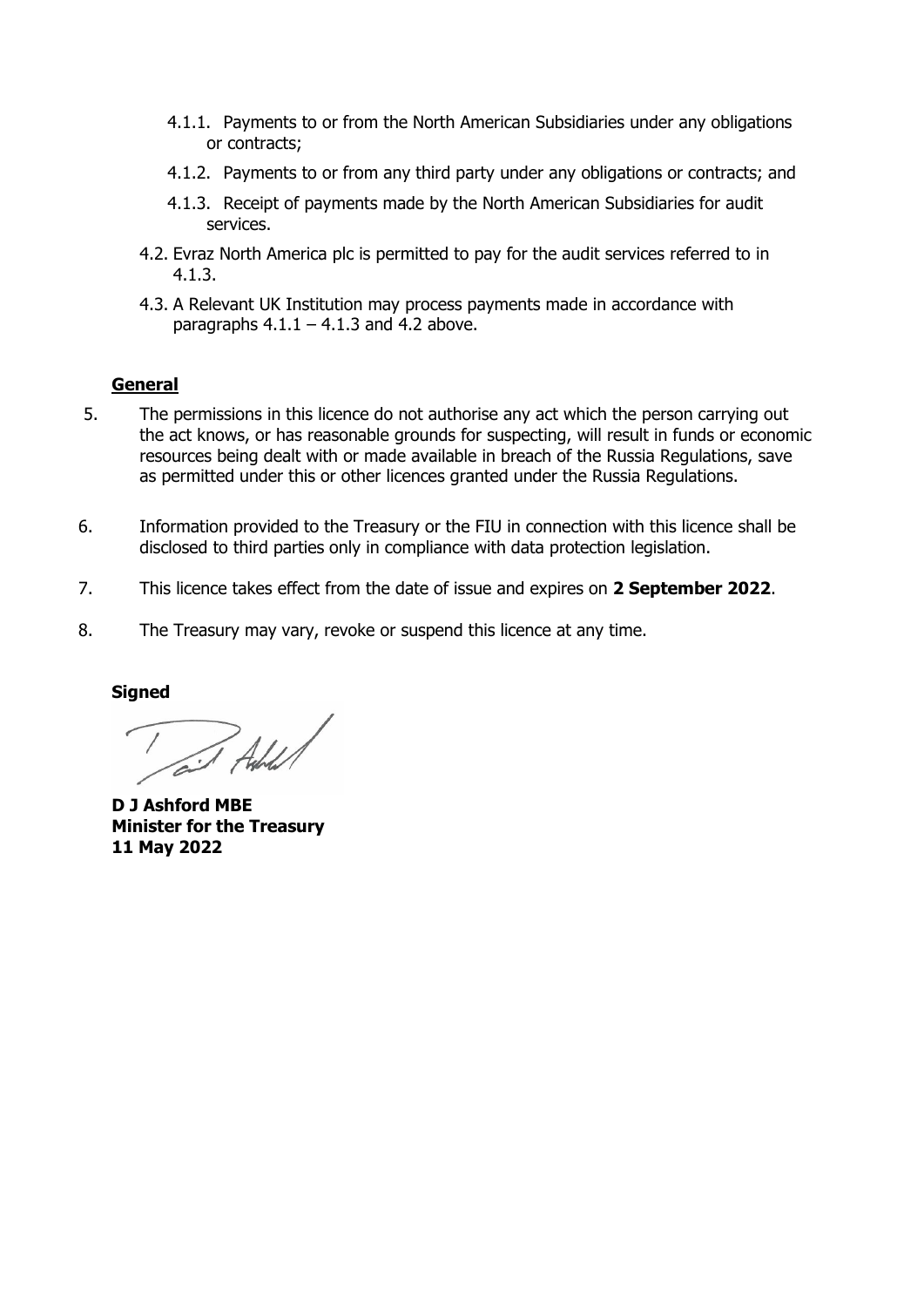4.1.1. Payments to or from the North American Subsidiaries under any obligations or contracts;

4.1.2. Payments to or from any third party under any obligations or contracts; and

4.1.3. Receipt of payments made by the North American Subsidiaries for audit services.

4.2. Evraz North America plc is permitted to pay for the audit services referred to in 4.1.3.

4.3. A Relevant UK Institution may process payments made in accordance with paragraphs 4.1.1 – 4.1.3 and 4.2 above.

**General**

5. The permissions in this licence do not authorise any act which the person carrying out the act knows, or has reasonable grounds for suspecting, will result in funds or economic resources being dealt with or made available in breach of the Russia Regulations, save as permitted under this or other licences granted under the Russia Regulations.

6. Information provided to the Treasury or the FIU in connection with this licence shall be disclosed to third parties only in compliance with data protection legislation.

7. This licence takes effect from the date of issue and expires on **2 September 2022**.

8. The Treasury may vary, revoke or suspend this licence at any time.

**Signed**

**D J Ashford MBE**
**Minister for the Treasury**
**11 May 2022**